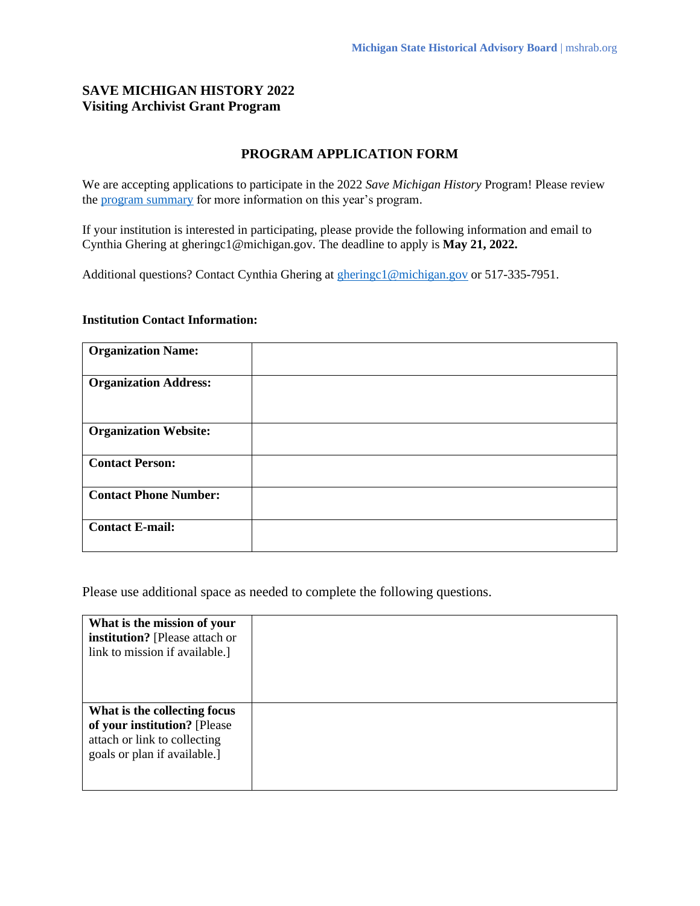Michigan State Historical Advisory Board | mshrab.org

**SAVE MICHIGAN HISTORY 2022**
**Visiting Archivist Grant Program**

## PROGRAM APPLICATION FORM

We are accepting applications to participate in the 2022 *Save Michigan History* Program! Please review the program summary for more information on this year's program.

If your institution is interested in participating, please provide the following information and email to Cynthia Ghering at gheringc1@michigan.gov. The deadline to apply is **May 21, 2022.**

Additional questions? Contact Cynthia Ghering at gheringc1@michigan.gov or 517-335-7951.

**Institution Contact Information:**

| | |
|---|---|
| **Organization Name:** | |
| **Organization Address:** | |
| **Organization Website:** | |
| **Contact Person:** | |
| **Contact Phone Number:** | |
| **Contact E-mail:** | |

Please use additional space as needed to complete the following questions.

| | |
|---|---|
| **What is the mission of your institution?** [Please attach or link to mission if available.] | |
| **What is the collecting focus of your institution?** [Please attach or link to collecting goals or plan if available.] | |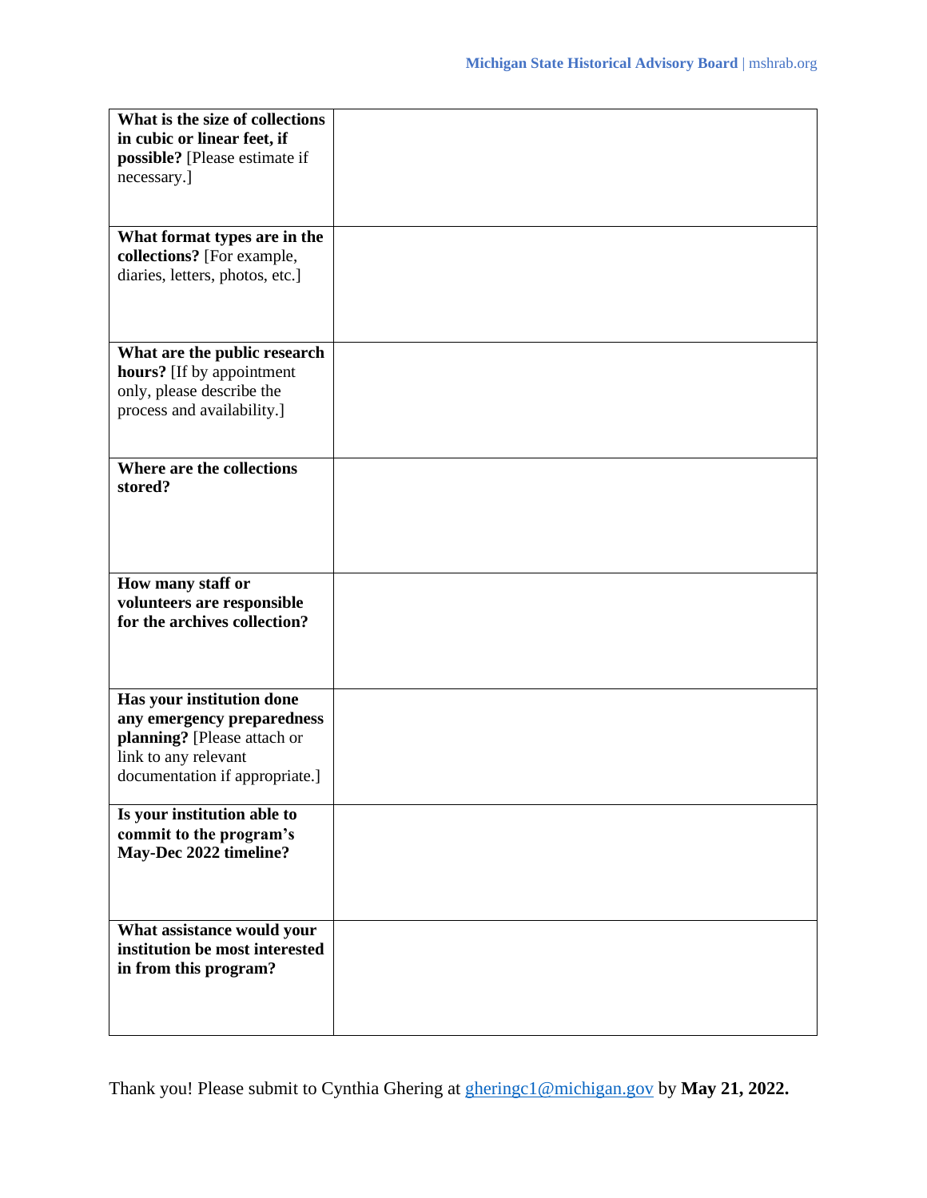| | |
|---|---|
| **What is the size of collections in cubic or linear feet, if possible?** [Please estimate if necessary.] | |
| **What format types are in the collections?** [For example, diaries, letters, photos, etc.] | |
| **What are the public research hours?** [If by appointment only, please describe the process and availability.] | |
| **Where are the collections stored?** | |
| **How many staff or volunteers are responsible for the archives collection?** | |
| **Has your institution done any emergency preparedness planning?** [Please attach or link to any relevant documentation if appropriate.] | |
| **Is your institution able to commit to the program's May-Dec 2022 timeline?** | |
| **What assistance would your institution be most interested in from this program?** | |

Thank you! Please submit to Cynthia Ghering at gheringc1@michigan.gov by **May 21, 2022.**